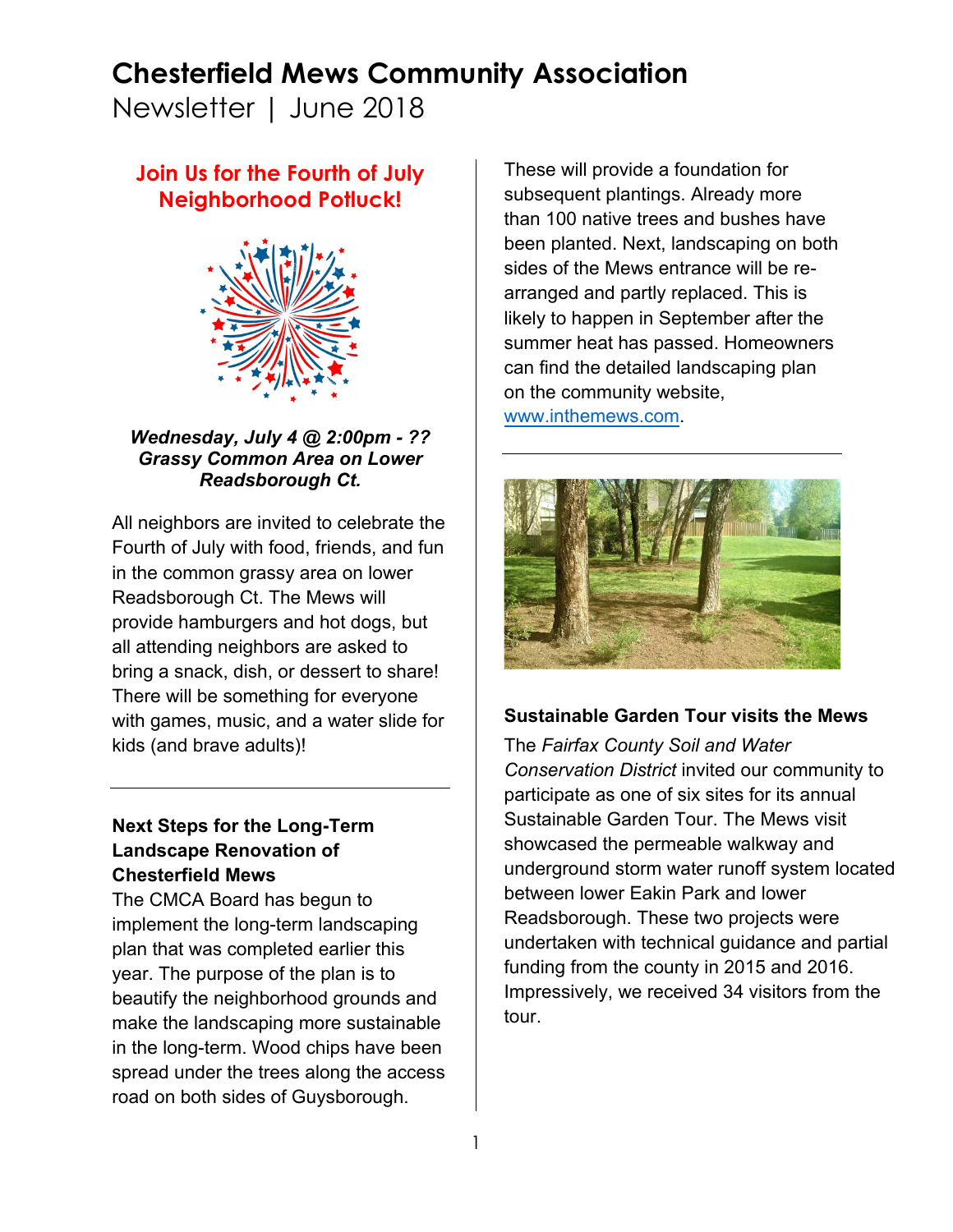# Chesterfield Mews Community Association

Newsletter | June 2018

## Join Us for the Fourth of July Neighborhood Potluck!

***Wednesday, July 4 @ 2:00pm - ??***
***Grassy Common Area on Lower Readsborough Ct.***

All neighbors are invited to celebrate the Fourth of July with food, friends, and fun in the common grassy area on lower Readsborough Ct. The Mews will provide hamburgers and hot dogs, but all attending neighbors are asked to bring a snack, dish, or dessert to share! There will be something for everyone with games, music, and a water slide for kids (and brave adults)!

---

### Next Steps for the Long-Term Landscape Renovation of Chesterfield Mews

The CMCA Board has begun to implement the long-term landscaping plan that was completed earlier this year. The purpose of the plan is to beautify the neighborhood grounds and make the landscaping more sustainable in the long-term. Wood chips have been spread under the trees along the access road on both sides of Guysborough. These will provide a foundation for subsequent plantings. Already more than 100 native trees and bushes have been planted. Next, landscaping on both sides of the Mews entrance will be re-arranged and partly replaced. This is likely to happen in September after the summer heat has passed. Homeowners can find the detailed landscaping plan on the community website, [www.inthemews.com](http://www.inthemews.com).

---

### Sustainable Garden Tour visits the Mews

The *Fairfax County Soil and Water Conservation District* invited our community to participate as one of six sites for its annual Sustainable Garden Tour. The Mews visit showcased the permeable walkway and underground storm water runoff system located between lower Eakin Park and lower Readsborough. These two projects were undertaken with technical guidance and partial funding from the county in 2015 and 2016. Impressively, we received 34 visitors from the tour.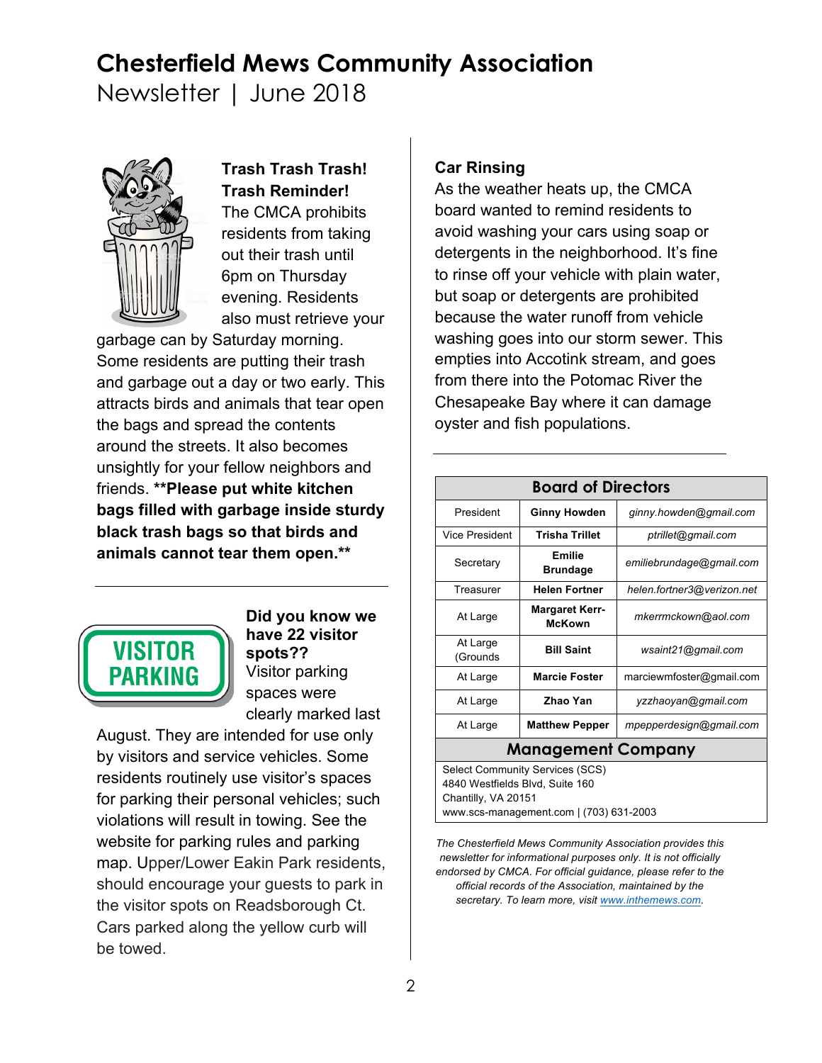# Chesterfield Mews Community Association

Newsletter | June 2018

**Trash Trash Trash! Trash Reminder!**

The CMCA prohibits residents from taking out their trash until 6pm on Thursday evening. Residents also must retrieve your garbage can by Saturday morning. Some residents are putting their trash and garbage out a day or two early. This attracts birds and animals that tear open the bags and spread the contents around the streets. It also becomes unsightly for your fellow neighbors and friends. **\*\*Please put white kitchen bags filled with garbage inside sturdy black trash bags so that birds and animals cannot tear them open.\*\***

---

VISITOR PARKING

**Did you know we have 22 visitor spots??**

Visitor parking spaces were clearly marked last August. They are intended for use only by visitors and service vehicles. Some residents routinely use visitor's spaces for parking their personal vehicles; such violations will result in towing. See the website for parking rules and parking map. Upper/Lower Eakin Park residents, should encourage your guests to park in the visitor spots on Readsborough Ct. Cars parked along the yellow curb will be towed.

**Car Rinsing**

As the weather heats up, the CMCA board wanted to remind residents to avoid washing your cars using soap or detergents in the neighborhood. It's fine to rinse off your vehicle with plain water, but soap or detergents are prohibited because the water runoff from vehicle washing goes into our storm sewer. This empties into Accotink stream, and goes from there into the Potomac River the Chesapeake Bay where it can damage oyster and fish populations.

---

| Board of Directors | | |
|---|---|---|
| President | **Ginny Howden** | *ginny.howden@gmail.com* |
| Vice President | **Trisha Trillet** | *ptrillet@gmail.com* |
| Secretary | **Emilie Brundage** | *emiliebrundage@gmail.com* |
| Treasurer | **Helen Fortner** | *helen.fortner3@verizon.net* |
| At Large | **Margaret Kerr-McKown** | *mkerrmckown@aol.com* |
| At Large (Grounds | **Bill Saint** | *wsaint21@gmail.com* |
| At Large | **Marcie Foster** | marciewmfoster@gmail.com |
| At Large | **Zhao Yan** | *yzzhaoyan@gmail.com* |
| At Large | **Matthew Pepper** | *mpepperdesign@gmail.com* |

**Management Company**

Select Community Services (SCS)
4840 Westfields Blvd, Suite 160
Chantilly, VA 20151
www.scs-management.com | (703) 631-2003

*The Chesterfield Mews Community Association provides this newsletter for informational purposes only. It is not officially endorsed by CMCA. For official guidance, please refer to the official records of the Association, maintained by the secretary. To learn more, visit www.inthemews.com.*